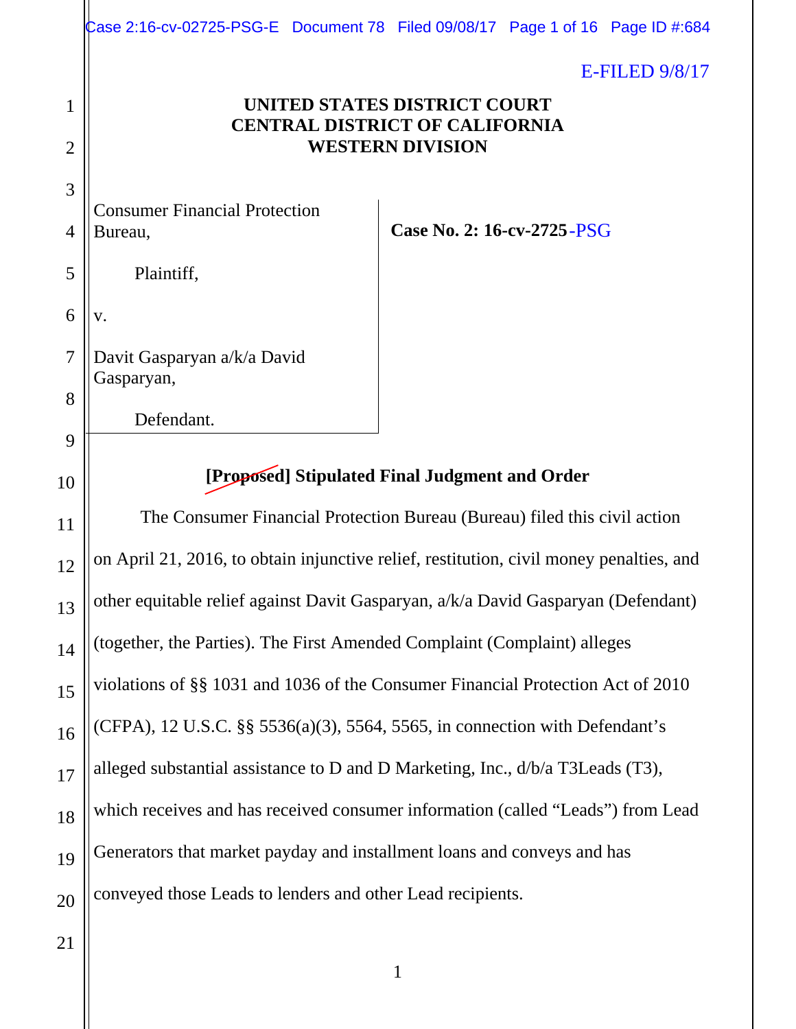E-FILED 9/8/17

**UNITED STATES DISTRICT COURT**
**CENTRAL DISTRICT OF CALIFORNIA**
**WESTERN DIVISION**

Consumer Financial Protection Bureau,

Plaintiff,

v.

Davit Gasparyan a/k/a David Gasparyan,

Defendant.

**Case No. 2: 16-cv-2725-PSG**

## [Proposed] Stipulated Final Judgment and Order

The Consumer Financial Protection Bureau (Bureau) filed this civil action on April 21, 2016, to obtain injunctive relief, restitution, civil money penalties, and other equitable relief against Davit Gasparyan, a/k/a David Gasparyan (Defendant) (together, the Parties). The First Amended Complaint (Complaint) alleges violations of §§ 1031 and 1036 of the Consumer Financial Protection Act of 2010 (CFPA), 12 U.S.C. §§ 5536(a)(3), 5564, 5565, in connection with Defendant's alleged substantial assistance to D and D Marketing, Inc., d/b/a T3Leads (T3), which receives and has received consumer information (called "Leads") from Lead Generators that market payday and installment loans and conveys and has conveyed those Leads to lenders and other Lead recipients.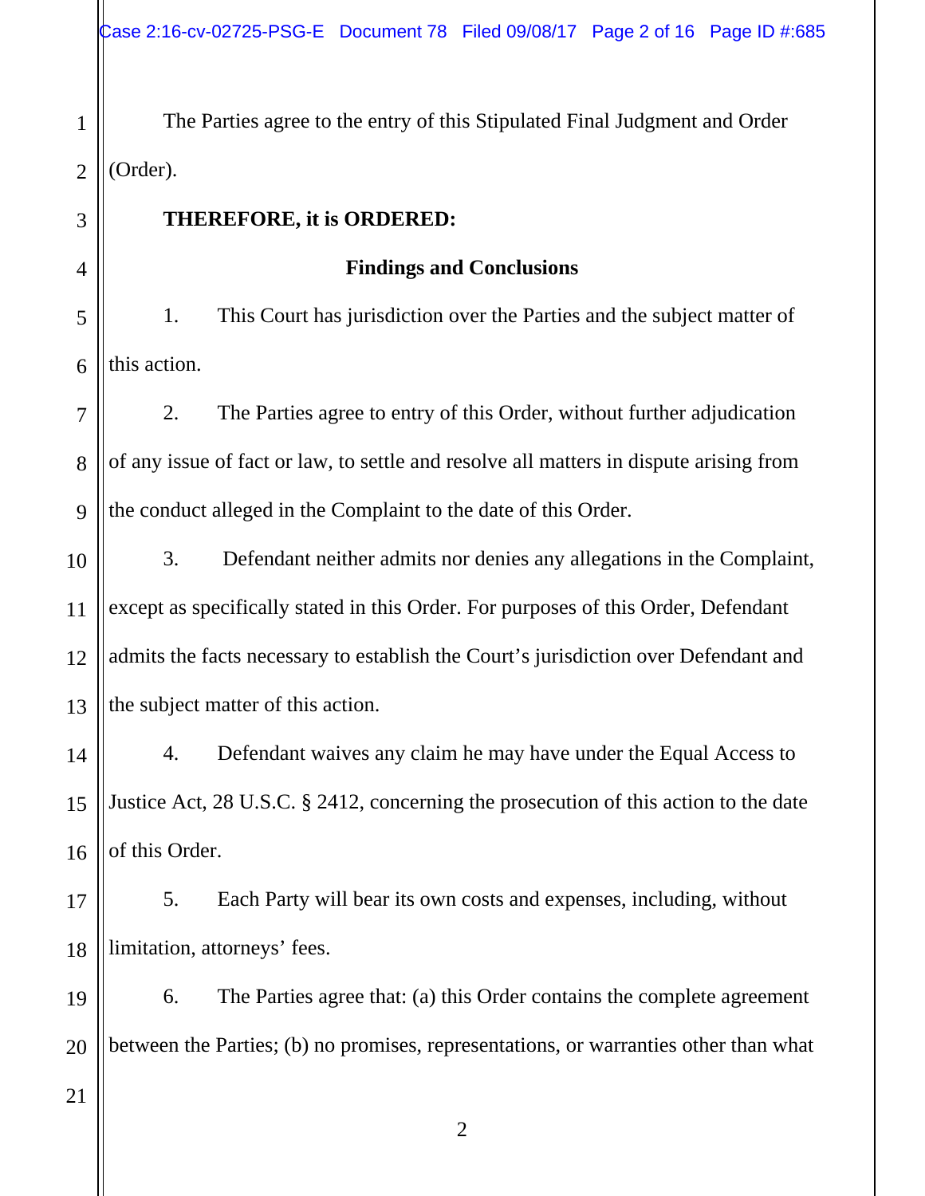The Parties agree to the entry of this Stipulated Final Judgment and Order (Order).

**THEREFORE, it is ORDERED:**

**Findings and Conclusions**

1. This Court has jurisdiction over the Parties and the subject matter of this action.

2. The Parties agree to entry of this Order, without further adjudication of any issue of fact or law, to settle and resolve all matters in dispute arising from the conduct alleged in the Complaint to the date of this Order.

3. Defendant neither admits nor denies any allegations in the Complaint, except as specifically stated in this Order. For purposes of this Order, Defendant admits the facts necessary to establish the Court's jurisdiction over Defendant and the subject matter of this action.

4. Defendant waives any claim he may have under the Equal Access to Justice Act, 28 U.S.C. § 2412, concerning the prosecution of this action to the date of this Order.

5. Each Party will bear its own costs and expenses, including, without limitation, attorneys' fees.

6. The Parties agree that: (a) this Order contains the complete agreement between the Parties; (b) no promises, representations, or warranties other than what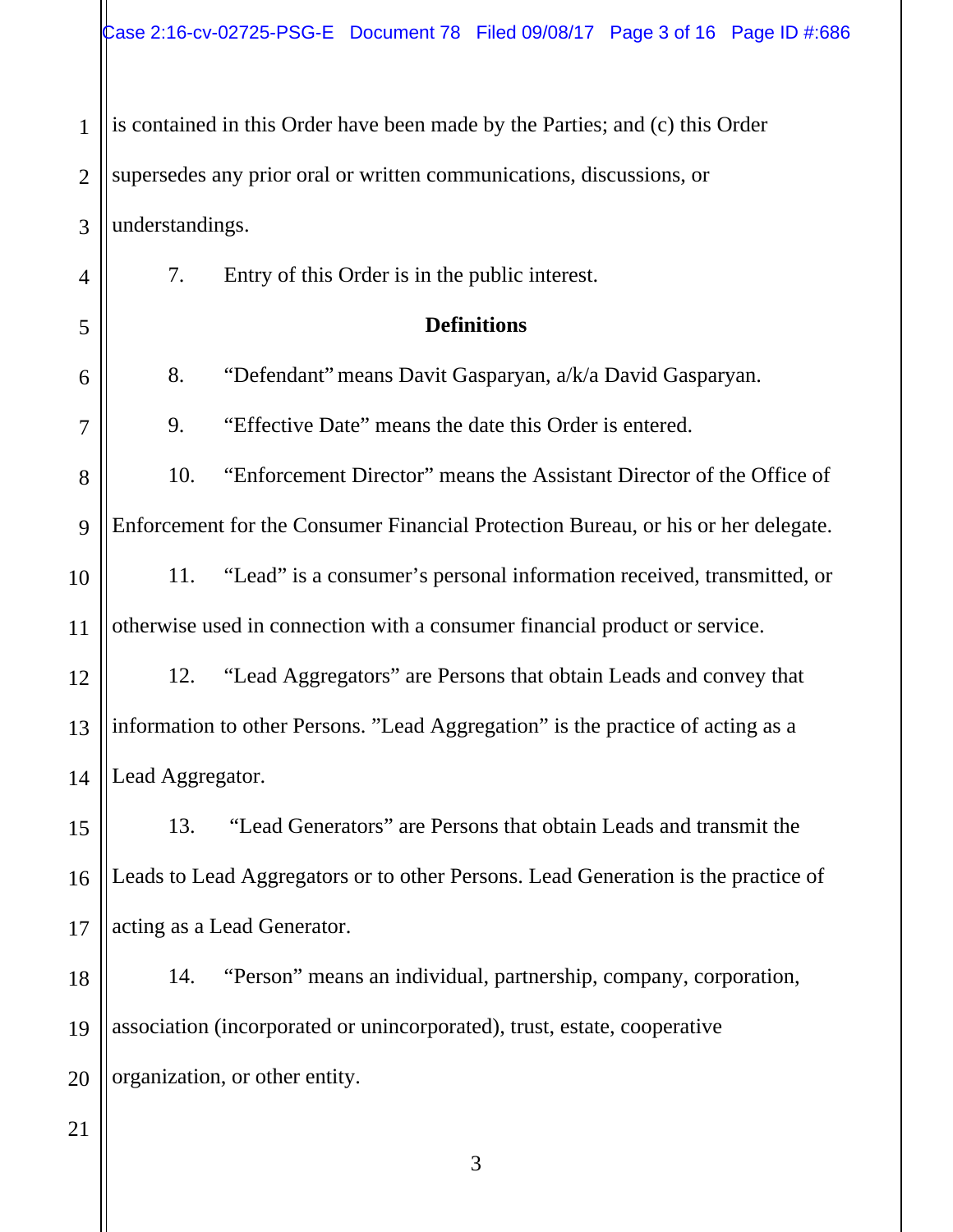is contained in this Order have been made by the Parties; and (c) this Order supersedes any prior oral or written communications, discussions, or understandings.

7. Entry of this Order is in the public interest.

**Definitions**

8. "Defendant" means Davit Gasparyan, a/k/a David Gasparyan.

9. "Effective Date" means the date this Order is entered.

10. "Enforcement Director" means the Assistant Director of the Office of Enforcement for the Consumer Financial Protection Bureau, or his or her delegate.

11. "Lead" is a consumer's personal information received, transmitted, or otherwise used in connection with a consumer financial product or service.

12. "Lead Aggregators" are Persons that obtain Leads and convey that information to other Persons. "Lead Aggregation" is the practice of acting as a Lead Aggregator.

13. "Lead Generators" are Persons that obtain Leads and transmit the Leads to Lead Aggregators or to other Persons. Lead Generation is the practice of acting as a Lead Generator.

14. "Person" means an individual, partnership, company, corporation, association (incorporated or unincorporated), trust, estate, cooperative organization, or other entity.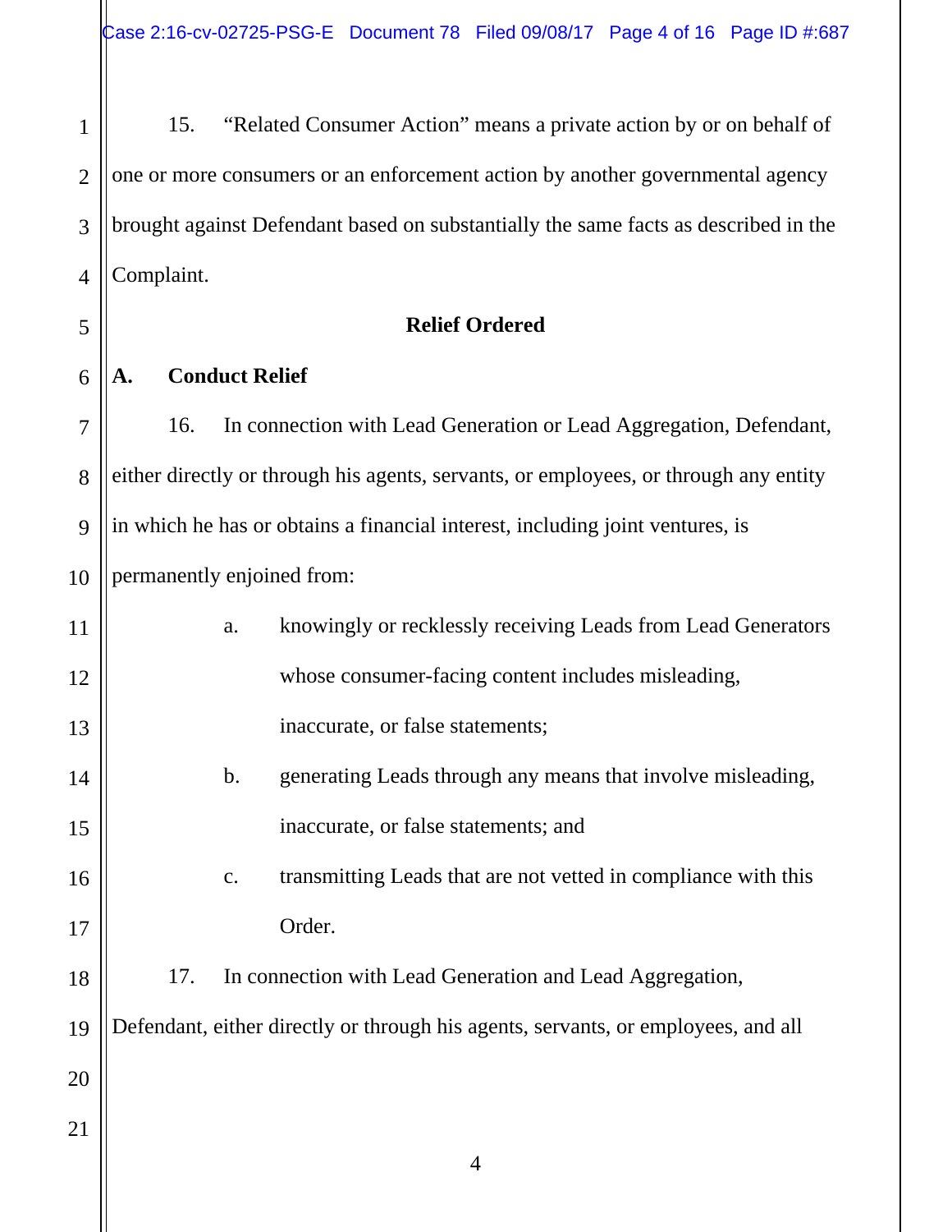15. "Related Consumer Action" means a private action by or on behalf of one or more consumers or an enforcement action by another governmental agency brought against Defendant based on substantially the same facts as described in the Complaint.

## Relief Ordered

### A. Conduct Relief

16. In connection with Lead Generation or Lead Aggregation, Defendant, either directly or through his agents, servants, or employees, or through any entity in which he has or obtains a financial interest, including joint ventures, is permanently enjoined from:

   a. knowingly or recklessly receiving Leads from Lead Generators whose consumer-facing content includes misleading, inaccurate, or false statements;

   b. generating Leads through any means that involve misleading, inaccurate, or false statements; and

   c. transmitting Leads that are not vetted in compliance with this Order.

17. In connection with Lead Generation and Lead Aggregation, Defendant, either directly or through his agents, servants, or employees, and all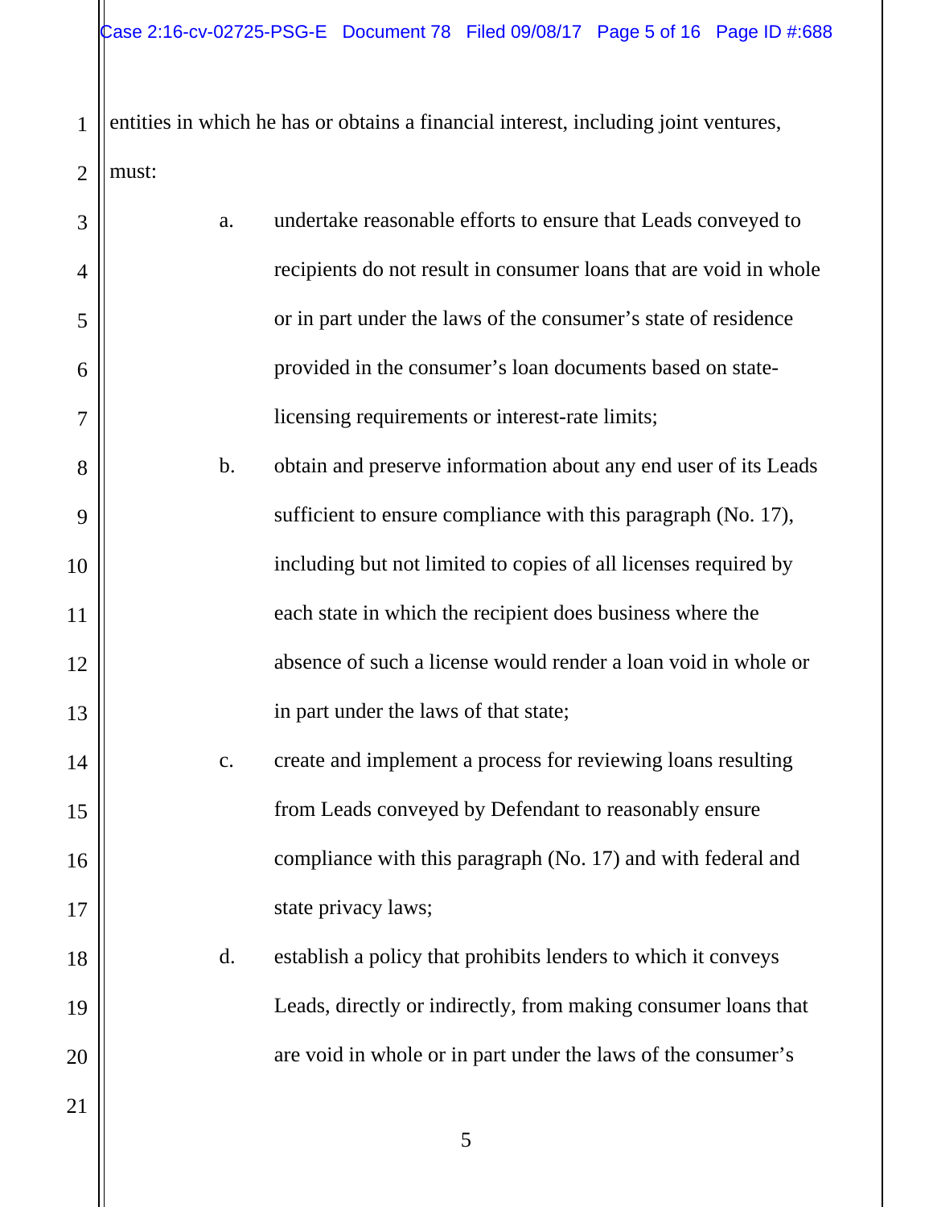entities in which he has or obtains a financial interest, including joint ventures, must:

a. undertake reasonable efforts to ensure that Leads conveyed to recipients do not result in consumer loans that are void in whole or in part under the laws of the consumer's state of residence provided in the consumer's loan documents based on state-licensing requirements or interest-rate limits;

b. obtain and preserve information about any end user of its Leads sufficient to ensure compliance with this paragraph (No. 17), including but not limited to copies of all licenses required by each state in which the recipient does business where the absence of such a license would render a loan void in whole or in part under the laws of that state;

c. create and implement a process for reviewing loans resulting from Leads conveyed by Defendant to reasonably ensure compliance with this paragraph (No. 17) and with federal and state privacy laws;

d. establish a policy that prohibits lenders to which it conveys Leads, directly or indirectly, from making consumer loans that are void in whole or in part under the laws of the consumer's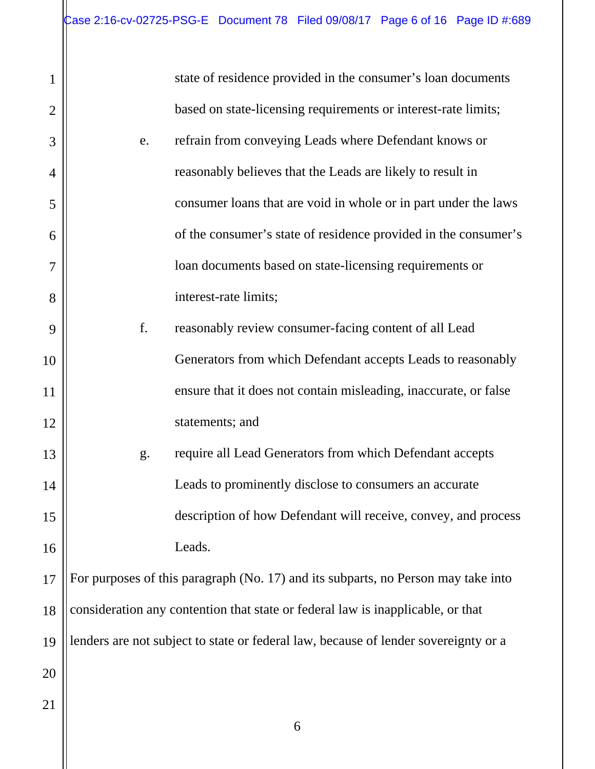state of residence provided in the consumer's loan documents based on state-licensing requirements or interest-rate limits;

e. refrain from conveying Leads where Defendant knows or reasonably believes that the Leads are likely to result in consumer loans that are void in whole or in part under the laws of the consumer's state of residence provided in the consumer's loan documents based on state-licensing requirements or interest-rate limits;

f. reasonably review consumer-facing content of all Lead Generators from which Defendant accepts Leads to reasonably ensure that it does not contain misleading, inaccurate, or false statements; and

g. require all Lead Generators from which Defendant accepts Leads to prominently disclose to consumers an accurate description of how Defendant will receive, convey, and process Leads.

For purposes of this paragraph (No. 17) and its subparts, no Person may take into consideration any contention that state or federal law is inapplicable, or that lenders are not subject to state or federal law, because of lender sovereignty or a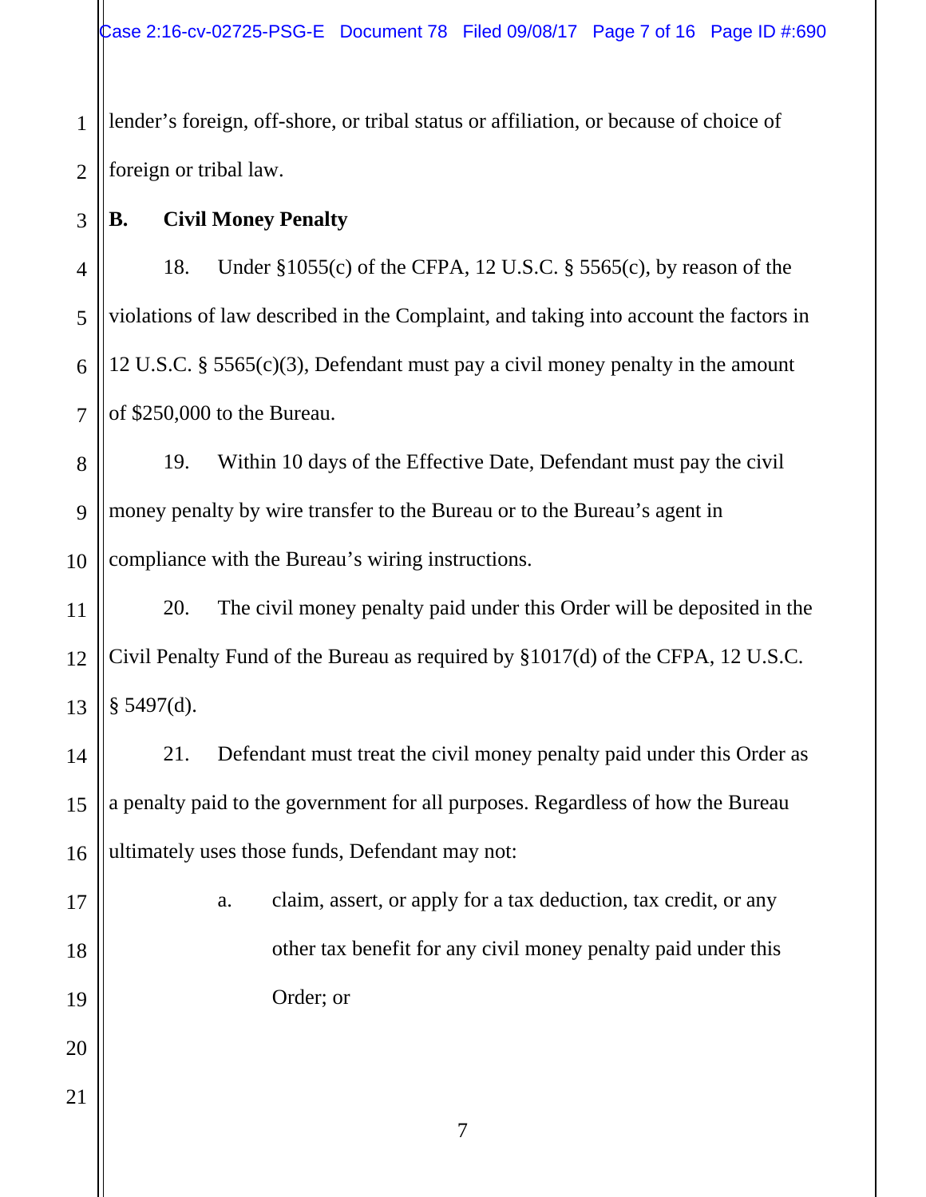lender's foreign, off-shore, or tribal status or affiliation, or because of choice of foreign or tribal law.

**B. Civil Money Penalty**

18. Under §1055(c) of the CFPA, 12 U.S.C. § 5565(c), by reason of the violations of law described in the Complaint, and taking into account the factors in 12 U.S.C. § 5565(c)(3), Defendant must pay a civil money penalty in the amount of $250,000 to the Bureau.

19. Within 10 days of the Effective Date, Defendant must pay the civil money penalty by wire transfer to the Bureau or to the Bureau's agent in compliance with the Bureau's wiring instructions.

20. The civil money penalty paid under this Order will be deposited in the Civil Penalty Fund of the Bureau as required by §1017(d) of the CFPA, 12 U.S.C. § 5497(d).

21. Defendant must treat the civil money penalty paid under this Order as a penalty paid to the government for all purposes. Regardless of how the Bureau ultimately uses those funds, Defendant may not:

a. claim, assert, or apply for a tax deduction, tax credit, or any other tax benefit for any civil money penalty paid under this Order; or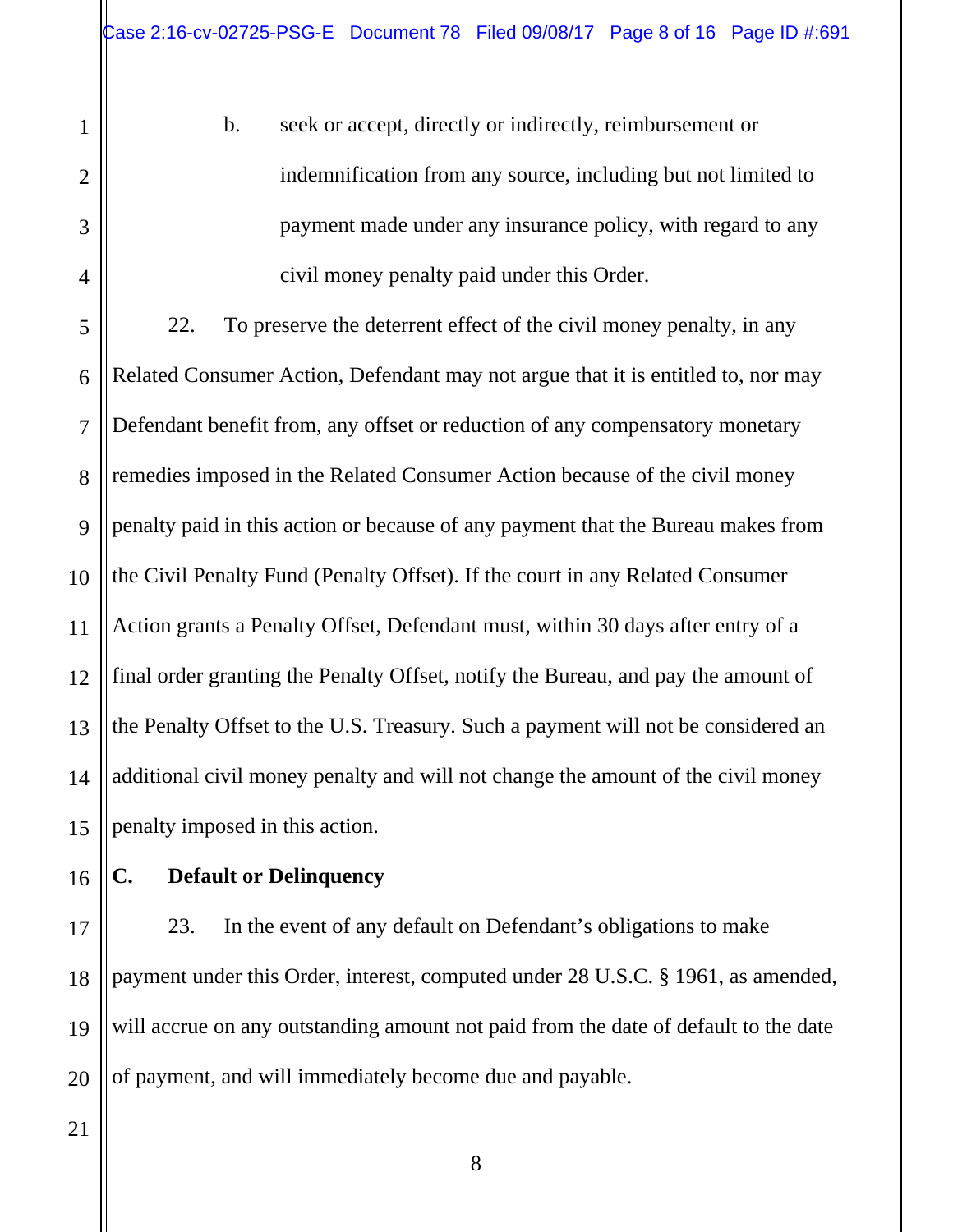b. seek or accept, directly or indirectly, reimbursement or indemnification from any source, including but not limited to payment made under any insurance policy, with regard to any civil money penalty paid under this Order.

22. To preserve the deterrent effect of the civil money penalty, in any Related Consumer Action, Defendant may not argue that it is entitled to, nor may Defendant benefit from, any offset or reduction of any compensatory monetary remedies imposed in the Related Consumer Action because of the civil money penalty paid in this action or because of any payment that the Bureau makes from the Civil Penalty Fund (Penalty Offset). If the court in any Related Consumer Action grants a Penalty Offset, Defendant must, within 30 days after entry of a final order granting the Penalty Offset, notify the Bureau, and pay the amount of the Penalty Offset to the U.S. Treasury. Such a payment will not be considered an additional civil money penalty and will not change the amount of the civil money penalty imposed in this action.

**C. Default or Delinquency**

23. In the event of any default on Defendant's obligations to make payment under this Order, interest, computed under 28 U.S.C. § 1961, as amended, will accrue on any outstanding amount not paid from the date of default to the date of payment, and will immediately become due and payable.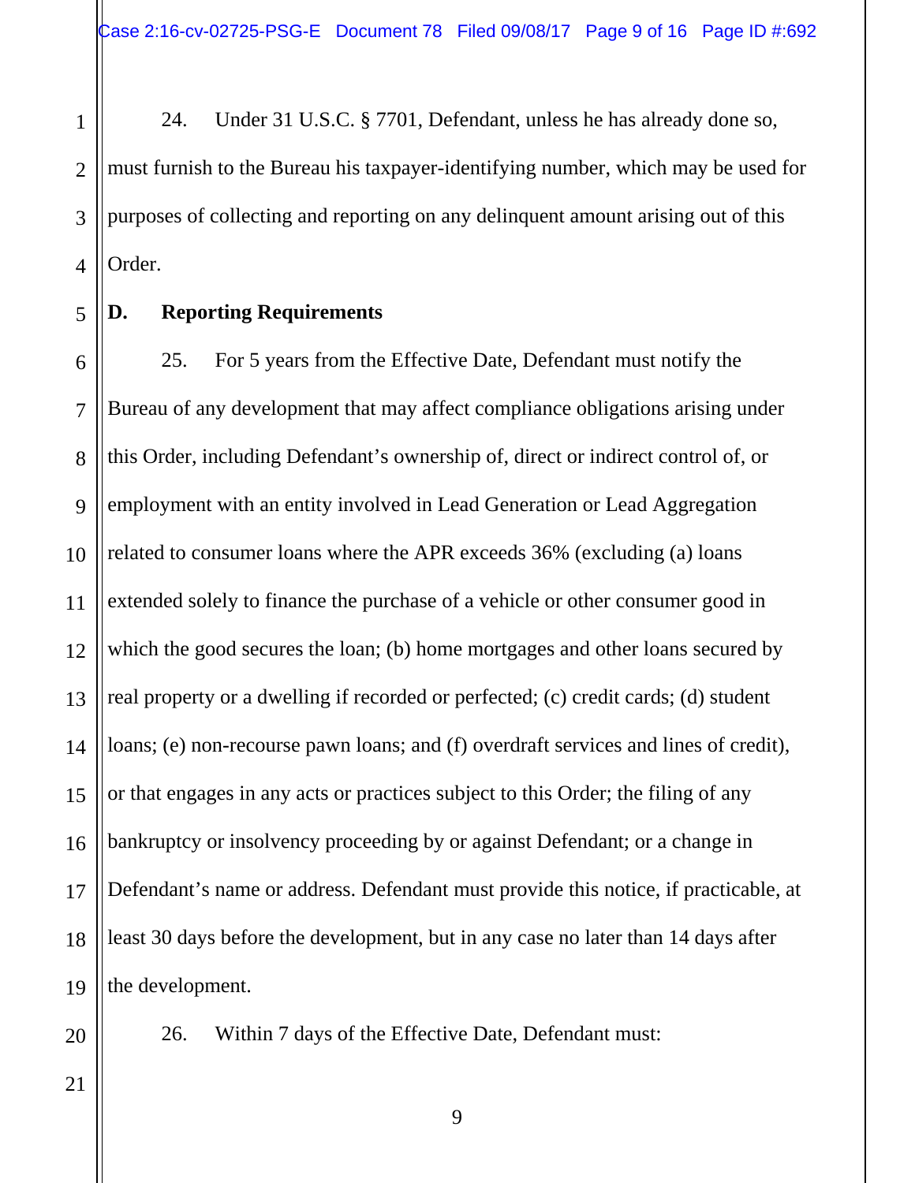24. Under 31 U.S.C. § 7701, Defendant, unless he has already done so, must furnish to the Bureau his taxpayer-identifying number, which may be used for purposes of collecting and reporting on any delinquent amount arising out of this Order.

**D. Reporting Requirements**

25. For 5 years from the Effective Date, Defendant must notify the Bureau of any development that may affect compliance obligations arising under this Order, including Defendant's ownership of, direct or indirect control of, or employment with an entity involved in Lead Generation or Lead Aggregation related to consumer loans where the APR exceeds 36% (excluding (a) loans extended solely to finance the purchase of a vehicle or other consumer good in which the good secures the loan; (b) home mortgages and other loans secured by real property or a dwelling if recorded or perfected; (c) credit cards; (d) student loans; (e) non-recourse pawn loans; and (f) overdraft services and lines of credit), or that engages in any acts or practices subject to this Order; the filing of any bankruptcy or insolvency proceeding by or against Defendant; or a change in Defendant's name or address. Defendant must provide this notice, if practicable, at least 30 days before the development, but in any case no later than 14 days after the development.

26. Within 7 days of the Effective Date, Defendant must: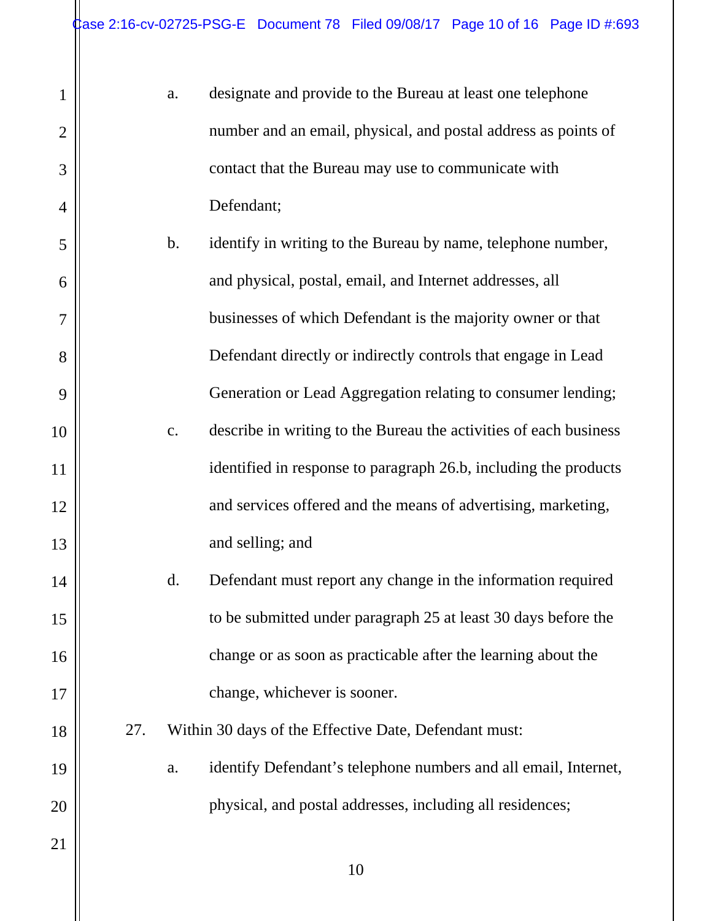a. designate and provide to the Bureau at least one telephone number and an email, physical, and postal address as points of contact that the Bureau may use to communicate with Defendant;

b. identify in writing to the Bureau by name, telephone number, and physical, postal, email, and Internet addresses, all businesses of which Defendant is the majority owner or that Defendant directly or indirectly controls that engage in Lead Generation or Lead Aggregation relating to consumer lending;

c. describe in writing to the Bureau the activities of each business identified in response to paragraph 26.b, including the products and services offered and the means of advertising, marketing, and selling; and

d. Defendant must report any change in the information required to be submitted under paragraph 25 at least 30 days before the change or as soon as practicable after the learning about the change, whichever is sooner.

27. Within 30 days of the Effective Date, Defendant must:

a. identify Defendant's telephone numbers and all email, Internet, physical, and postal addresses, including all residences;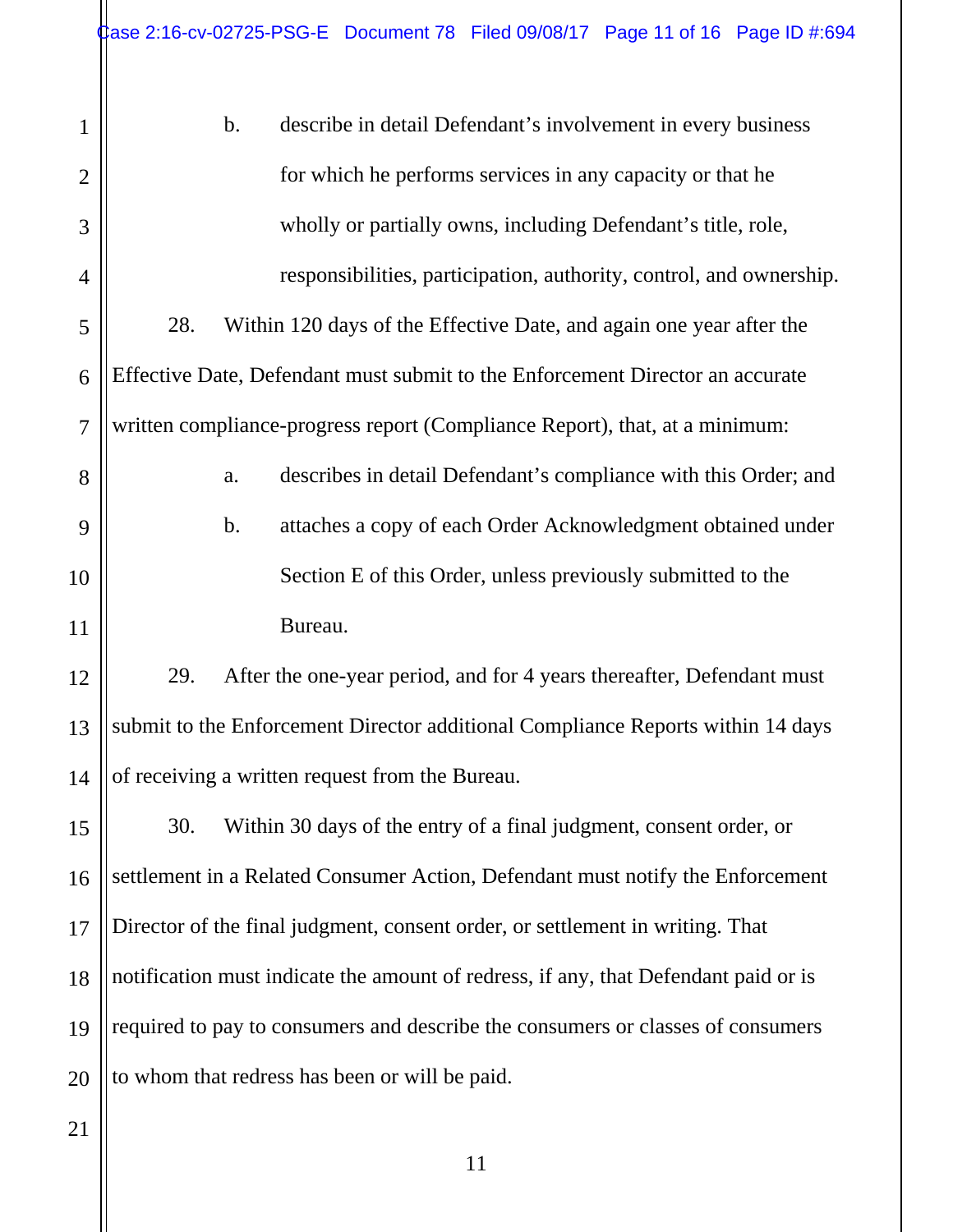b. describe in detail Defendant's involvement in every business for which he performs services in any capacity or that he wholly or partially owns, including Defendant's title, role, responsibilities, participation, authority, control, and ownership.

28. Within 120 days of the Effective Date, and again one year after the Effective Date, Defendant must submit to the Enforcement Director an accurate written compliance-progress report (Compliance Report), that, at a minimum:

a. describes in detail Defendant's compliance with this Order; and

b. attaches a copy of each Order Acknowledgment obtained under Section E of this Order, unless previously submitted to the Bureau.

29. After the one-year period, and for 4 years thereafter, Defendant must submit to the Enforcement Director additional Compliance Reports within 14 days of receiving a written request from the Bureau.

30. Within 30 days of the entry of a final judgment, consent order, or settlement in a Related Consumer Action, Defendant must notify the Enforcement Director of the final judgment, consent order, or settlement in writing. That notification must indicate the amount of redress, if any, that Defendant paid or is required to pay to consumers and describe the consumers or classes of consumers to whom that redress has been or will be paid.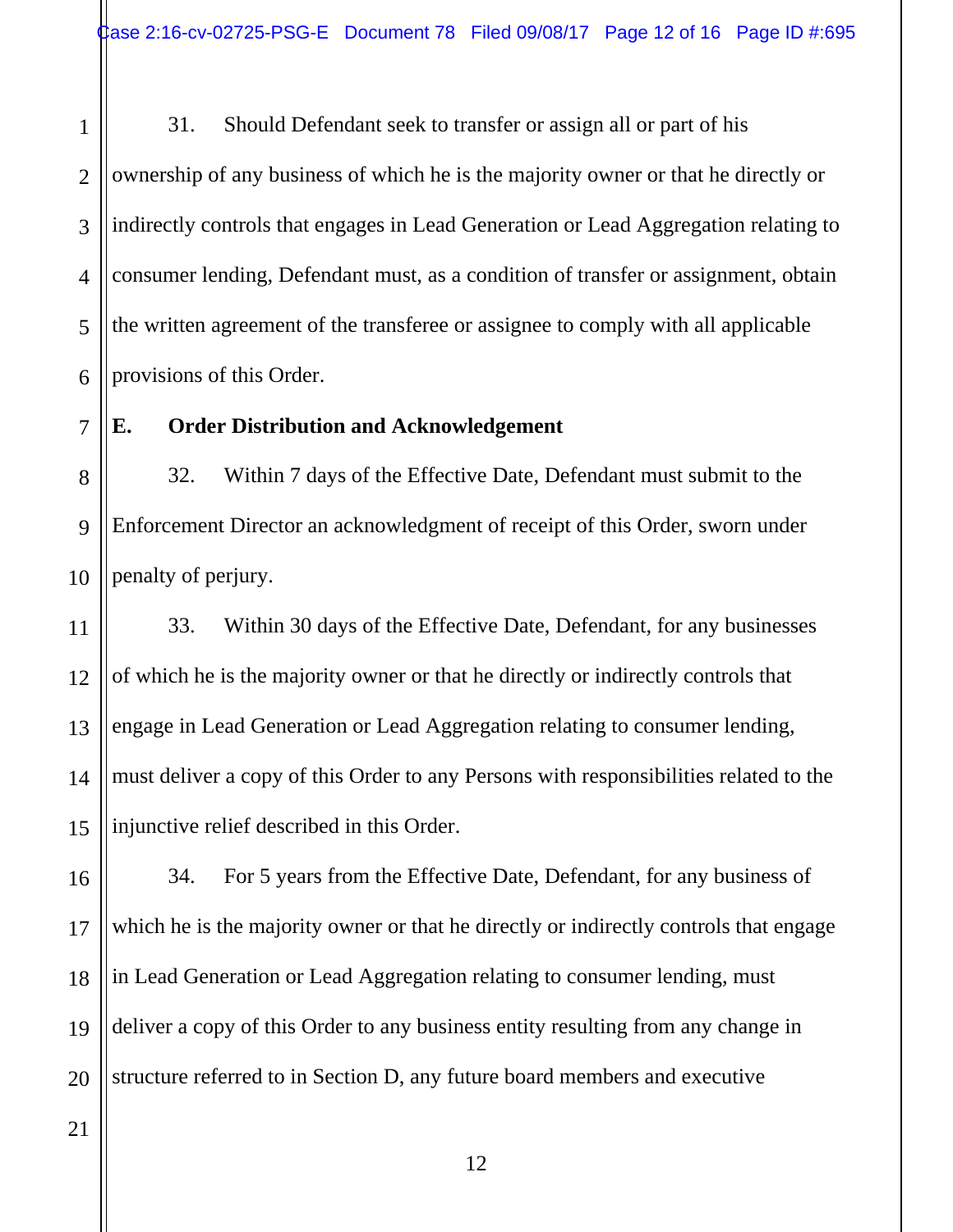31. Should Defendant seek to transfer or assign all or part of his ownership of any business of which he is the majority owner or that he directly or indirectly controls that engages in Lead Generation or Lead Aggregation relating to consumer lending, Defendant must, as a condition of transfer or assignment, obtain the written agreement of the transferee or assignee to comply with all applicable provisions of this Order.

**E. Order Distribution and Acknowledgement**

32. Within 7 days of the Effective Date, Defendant must submit to the Enforcement Director an acknowledgment of receipt of this Order, sworn under penalty of perjury.

33. Within 30 days of the Effective Date, Defendant, for any businesses of which he is the majority owner or that he directly or indirectly controls that engage in Lead Generation or Lead Aggregation relating to consumer lending, must deliver a copy of this Order to any Persons with responsibilities related to the injunctive relief described in this Order.

34. For 5 years from the Effective Date, Defendant, for any business of which he is the majority owner or that he directly or indirectly controls that engage in Lead Generation or Lead Aggregation relating to consumer lending, must deliver a copy of this Order to any business entity resulting from any change in structure referred to in Section D, any future board members and executive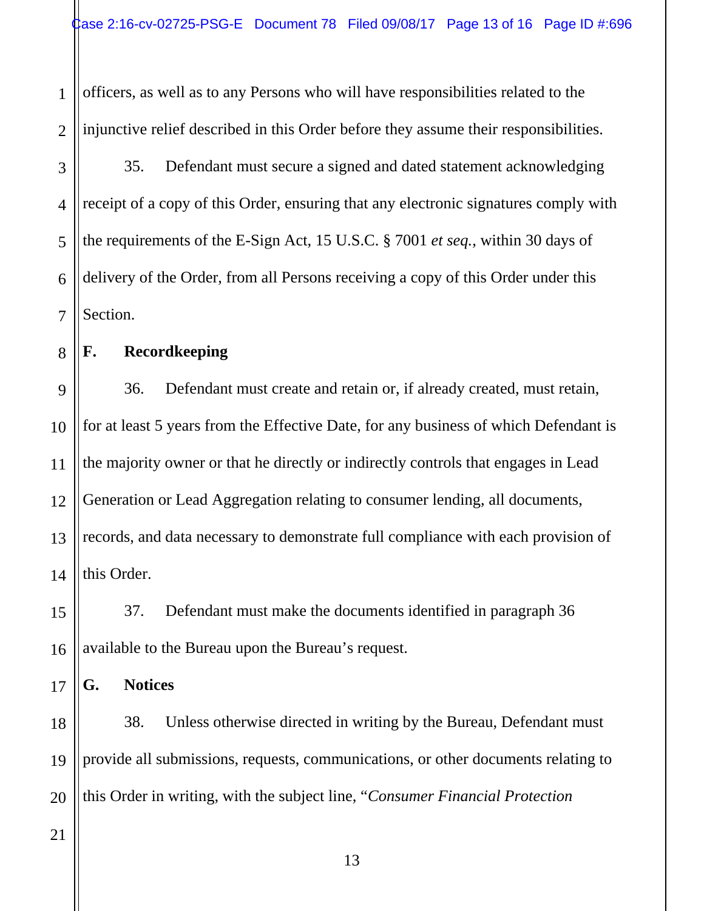officers, as well as to any Persons who will have responsibilities related to the injunctive relief described in this Order before they assume their responsibilities.

35. Defendant must secure a signed and dated statement acknowledging receipt of a copy of this Order, ensuring that any electronic signatures comply with the requirements of the E-Sign Act, 15 U.S.C. § 7001 *et seq.*, within 30 days of delivery of the Order, from all Persons receiving a copy of this Order under this Section.

**F. Recordkeeping**

36. Defendant must create and retain or, if already created, must retain, for at least 5 years from the Effective Date, for any business of which Defendant is the majority owner or that he directly or indirectly controls that engages in Lead Generation or Lead Aggregation relating to consumer lending, all documents, records, and data necessary to demonstrate full compliance with each provision of this Order.

37. Defendant must make the documents identified in paragraph 36 available to the Bureau upon the Bureau's request.

**G. Notices**

38. Unless otherwise directed in writing by the Bureau, Defendant must provide all submissions, requests, communications, or other documents relating to this Order in writing, with the subject line, "*Consumer Financial Protection*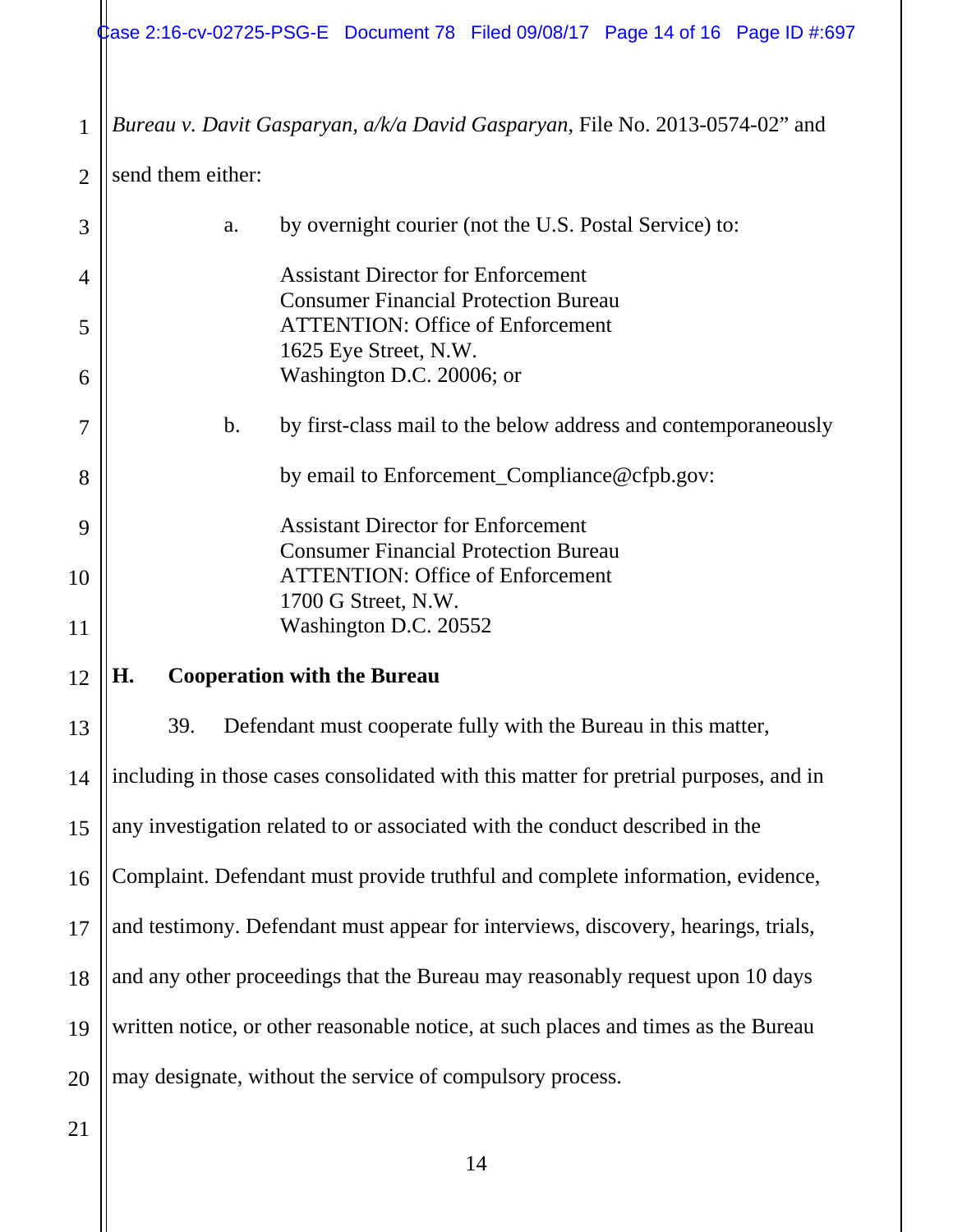*Bureau v. Davit Gasparyan, a/k/a David Gasparyan*, File No. 2013-0574-02" and send them either:

a. by overnight courier (not the U.S. Postal Service) to:

   Assistant Director for Enforcement
   Consumer Financial Protection Bureau
   ATTENTION: Office of Enforcement
   1625 Eye Street, N.W.
   Washington D.C. 20006; or

b. by first-class mail to the below address and contemporaneously by email to Enforcement_Compliance@cfpb.gov:

   Assistant Director for Enforcement
   Consumer Financial Protection Bureau
   ATTENTION: Office of Enforcement
   1700 G Street, N.W.
   Washington D.C. 20552

## H. Cooperation with the Bureau

39. Defendant must cooperate fully with the Bureau in this matter, including in those cases consolidated with this matter for pretrial purposes, and in any investigation related to or associated with the conduct described in the Complaint. Defendant must provide truthful and complete information, evidence, and testimony. Defendant must appear for interviews, discovery, hearings, trials, and any other proceedings that the Bureau may reasonably request upon 10 days written notice, or other reasonable notice, at such places and times as the Bureau may designate, without the service of compulsory process.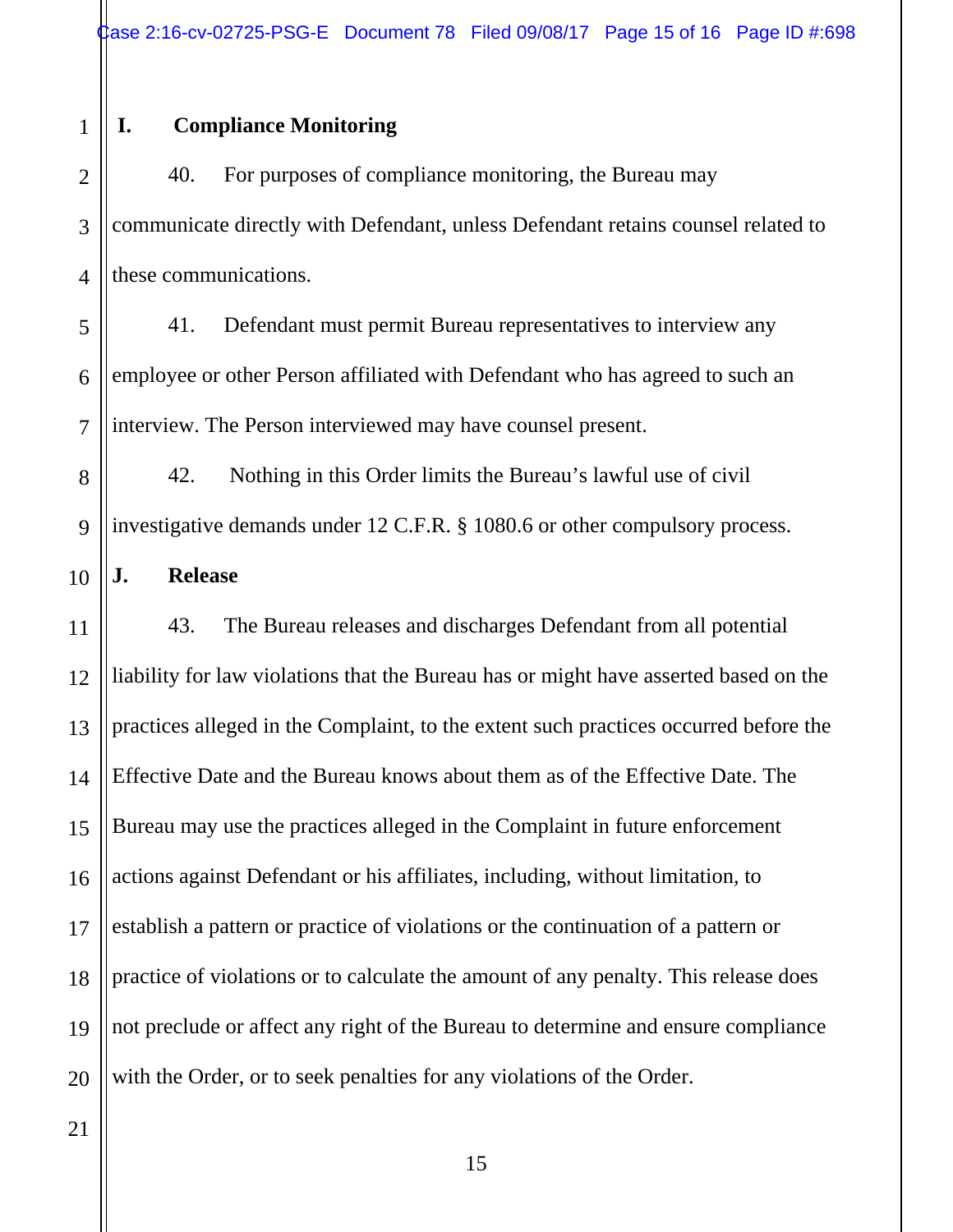## I. Compliance Monitoring

40. For purposes of compliance monitoring, the Bureau may communicate directly with Defendant, unless Defendant retains counsel related to these communications.

41. Defendant must permit Bureau representatives to interview any employee or other Person affiliated with Defendant who has agreed to such an interview. The Person interviewed may have counsel present.

42. Nothing in this Order limits the Bureau's lawful use of civil investigative demands under 12 C.F.R. § 1080.6 or other compulsory process.

## J. Release

43. The Bureau releases and discharges Defendant from all potential liability for law violations that the Bureau has or might have asserted based on the practices alleged in the Complaint, to the extent such practices occurred before the Effective Date and the Bureau knows about them as of the Effective Date. The Bureau may use the practices alleged in the Complaint in future enforcement actions against Defendant or his affiliates, including, without limitation, to establish a pattern or practice of violations or the continuation of a pattern or practice of violations or to calculate the amount of any penalty. This release does not preclude or affect any right of the Bureau to determine and ensure compliance with the Order, or to seek penalties for any violations of the Order.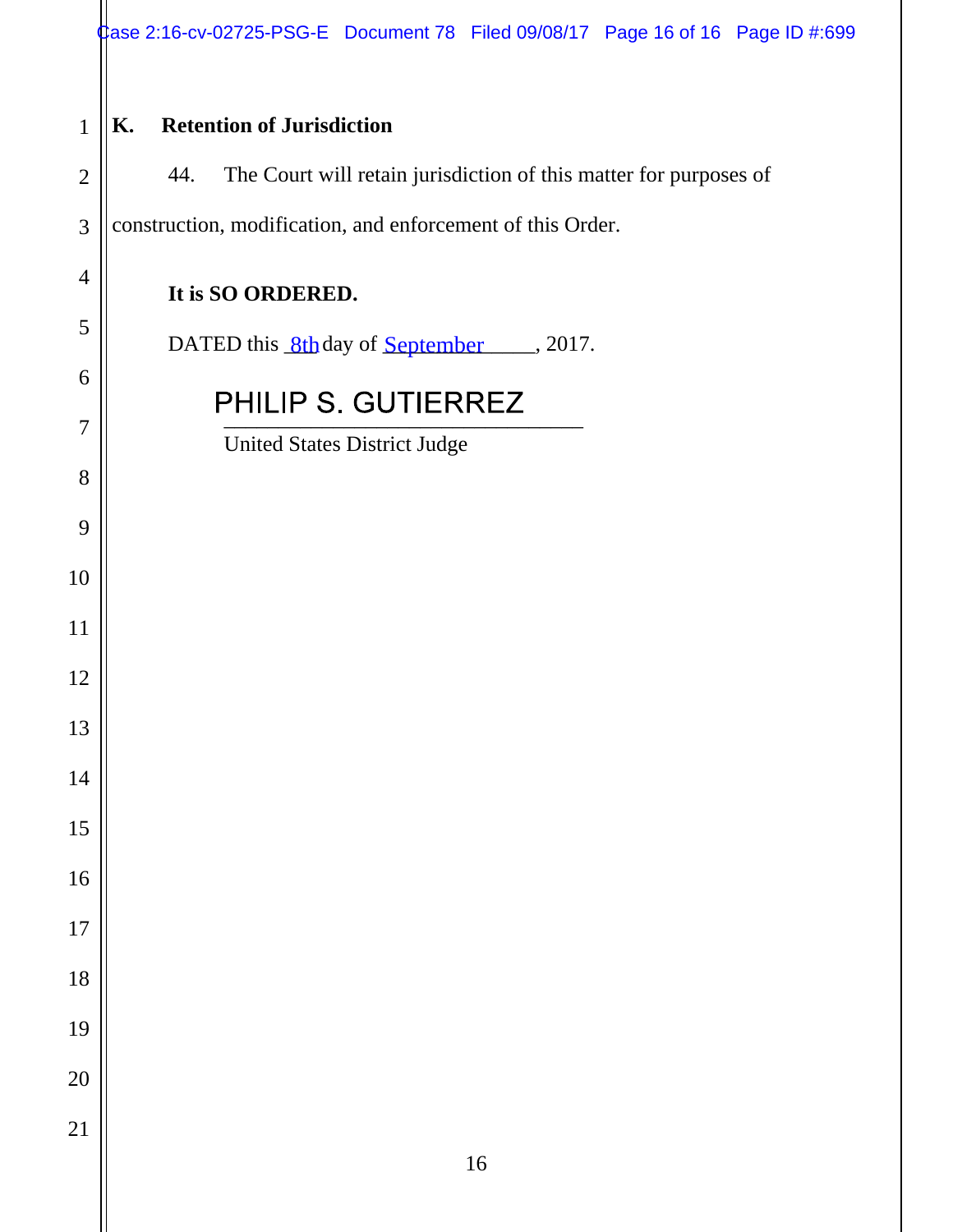**K. Retention of Jurisdiction**

44. The Court will retain jurisdiction of this matter for purposes of construction, modification, and enforcement of this Order.

**It is SO ORDERED.**

DATED this 8th day of September, 2017.

PHILIP S. GUTIERREZ

United States District Judge